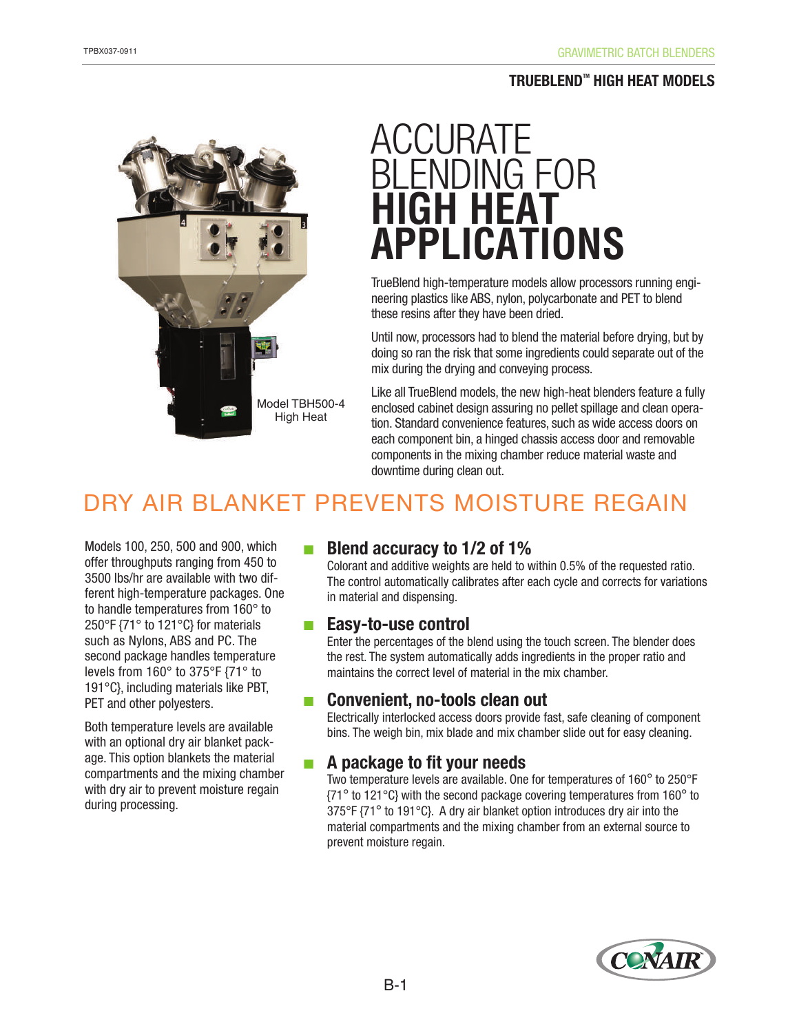GRAVIMETRIC BATCH BLENDERS

**TRUEBLEND™ HIGH HEAT MODELS**

# ACCURATE BLENDING FOR **HIGH HEAT APPLICATIONS**

Model TBH500-4 High Heat

TrueBlend high-temperature models allow processors running engineering plastics like ABS, nylon, polycarbonate and PET to blend these resins after they have been dried.

Until now, processors had to blend the material before drying, but by doing so ran the risk that some ingredients could separate out of the mix during the drying and conveying process.

Like all TrueBlend models, the new high-heat blenders feature a fully enclosed cabinet design assuring no pellet spillage and clean operation. Standard convenience features, such as wide access doors on each component bin, a hinged chassis access door and removable components in the mixing chamber reduce material waste and downtime during clean out.

## DRY AIR BLANKET PREVENTS MOISTURE REGAIN

Models 100, 250, 500 and 900, which offer throughputs ranging from 450 to 3500 lbs/hr are available with two different high-temperature packages. One to handle temperatures from 160° to 250°F {71° to 121°C} for materials such as Nylons, ABS and PC. The second package handles temperature levels from 160° to 375°F {71° to 191°C}, including materials like PBT, PET and other polyesters.

Both temperature levels are available with an optional dry air blanket package. This option blankets the material compartments and the mixing chamber with dry air to prevent moisture regain during processing.

### Blend accuracy to 1/2 of 1%

Colorant and additive weights are held to within 0.5% of the requested ratio. The control automatically calibrates after each cycle and corrects for variations in material and dispensing.

### Easy-to-use control

Enter the percentages of the blend using the touch screen. The blender does the rest. The system automatically adds ingredients in the proper ratio and maintains the correct level of material in the mix chamber.

### Convenient, no-tools clean out

Electrically interlocked access doors provide fast, safe cleaning of component bins. The weigh bin, mix blade and mix chamber slide out for easy cleaning.

### A package to fit your needs

Two temperature levels are available. One for temperatures of 160° to 250°F {71° to 121°C} with the second package covering temperatures from 160° to 375°F {71° to 191°C}. A dry air blanket option introduces dry air into the material compartments and the mixing chamber from an external source to prevent moisture regain.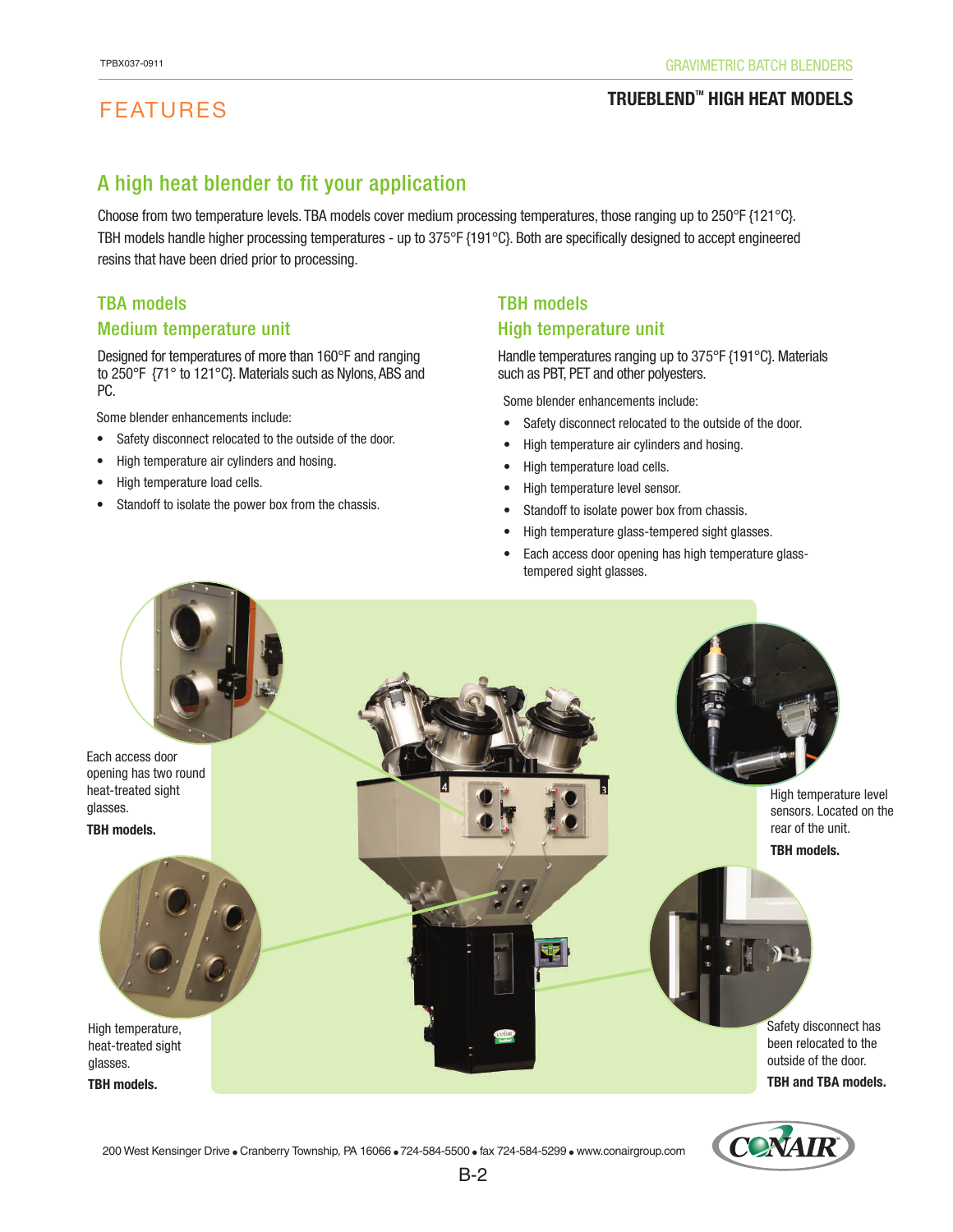# FEATURES

## TRUEBLEND™ HIGH HEAT MODELS

## A high heat blender to fit your application

Choose from two temperature levels. TBA models cover medium processing temperatures, those ranging up to 250°F {121°C}. TBH models handle higher processing temperatures - up to 375°F {191°C}. Both are specifically designed to accept engineered resins that have been dried prior to processing.

### TBA models
### Medium temperature unit

Designed for temperatures of more than 160°F and ranging to 250°F {71° to 121°C}. Materials such as Nylons, ABS and PC.

Some blender enhancements include:

- Safety disconnect relocated to the outside of the door.
- High temperature air cylinders and hosing.
- High temperature load cells.
- Standoff to isolate the power box from the chassis.

### TBH models
### High temperature unit

Handle temperatures ranging up to 375°F {191°C}. Materials such as PBT, PET and other polyesters.

Some blender enhancements include:

- Safety disconnect relocated to the outside of the door.
- High temperature air cylinders and hosing.
- High temperature load cells.
- High temperature level sensor.
- Standoff to isolate power box from chassis.
- High temperature glass-tempered sight glasses.
- Each access door opening has high temperature glass-tempered sight glasses.

Each access door opening has two round heat-treated sight glasses.

**TBH models.**

High temperature, heat-treated sight glasses.

**TBH models.**

High temperature level sensors. Located on the rear of the unit.

**TBH models.**

Safety disconnect has been relocated to the outside of the door.

**TBH and TBA models.**

200 West Kensinger Drive • Cranberry Township, PA 16066 • 724-584-5500 • fax 724-584-5299 • www.conairgroup.com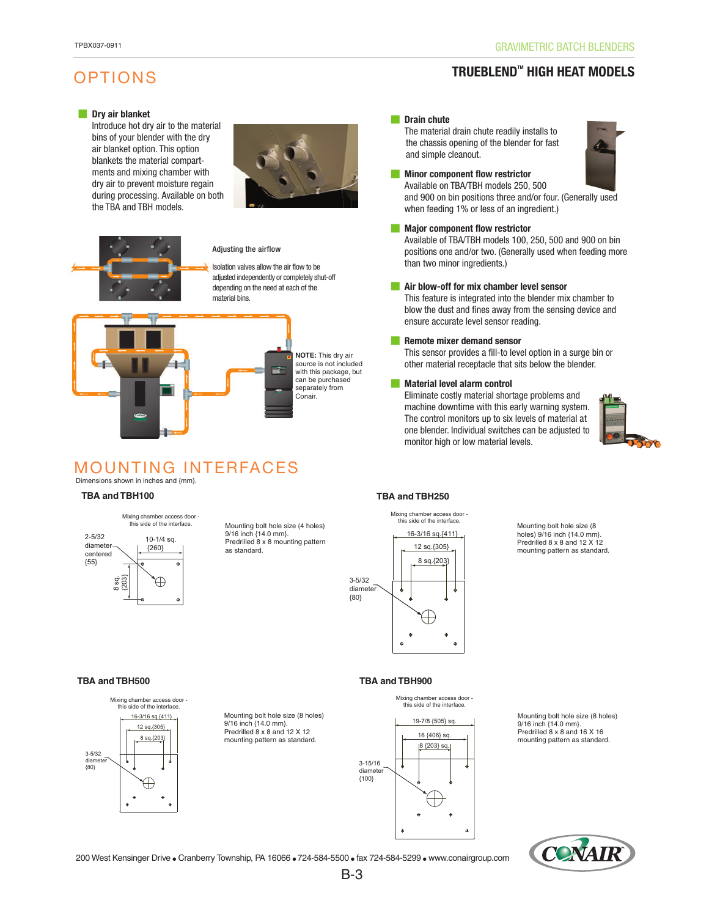# OPTIONS

## TRUEBLEND™ HIGH HEAT MODELS

### Dry air blanket

Introduce hot dry air to the material bins of your blender with the dry air blanket option. This option blankets the material compartments and mixing chamber with dry air to prevent moisture regain during processing. Available on both the TBA and TBH models.

**Adjusting the airflow**

Isolation valves allow the air flow to be adjusted independently or completely shut-off depending on the need at each of the material bins.

**NOTE:** This dry air source is not included with this package, but can be purchased separately from Conair.

### Drain chute

The material drain chute readily installs to the chassis opening of the blender for fast and simple cleanout.

### Minor component flow restrictor

Available on TBA/TBH models 250, 500 and 900 on bin positions three and/or four. (Generally used when feeding 1% or less of an ingredient.)

### Major component flow restrictor

Available of TBA/TBH models 100, 250, 500 and 900 on bin positions one and/or two. (Generally used when feeding more than two minor ingredients.)

### Air blow-off for mix chamber level sensor

This feature is integrated into the blender mix chamber to blow the dust and fines away from the sensing device and ensure accurate level sensor reading.

### Remote mixer demand sensor

This sensor provides a fill-to level option in a surge bin or other material receptacle that sits below the blender.

### Material level alarm control

Eliminate costly material shortage problems and machine downtime with this early warning system. The control monitors up to six levels of material at one blender. Individual switches can be adjusted to monitor high or low material levels.

# MOUNTING INTERFACES

Dimensions shown in inches and {mm}.

### TBA and TBH100

Mixing chamber access door - this side of the interface.

2-5/32 diameter centered {55}

10-1/4 sq. {260}

8 sq. {203}

Mounting bolt hole size (4 holes) 9/16 inch {14.0 mm}. Predrilled 8 x 8 mounting pattern as standard.

### TBA and TBH250

Mixing chamber access door - this side of the interface.

16-3/16 sq.{411}

12 sq.{305}

8 sq.{203}

3-5/32 diameter {80}

Mounting bolt hole size (8 holes) 9/16 inch {14.0 mm}. Predrilled 8 x 8 and 12 X 12 mounting pattern as standard.

### TBA and TBH500

Mixing chamber access door - this side of the interface.

16-3/16 sq.{411}

12 sq.{305}

8 sq.{203}

3-5/32 diameter {80}

Mounting bolt hole size (8 holes) 9/16 inch {14.0 mm}. Predrilled 8 x 8 and 12 X 12 mounting pattern as standard.

### TBA and TBH900

Mixing chamber access door - this side of the interface.

19-7/8 {505} sq.

16 {406} sq.

8 {203} sq.

3-15/16 diameter {100}

Mounting bolt hole size (8 holes) 9/16 inch {14.0 mm}. Predrilled 8 x 8 and 16 X 16 mounting pattern as standard.

200 West Kensinger Drive • Cranberry Township, PA 16066 • 724-584-5500 • fax 724-584-5299 • www.conairgroup.com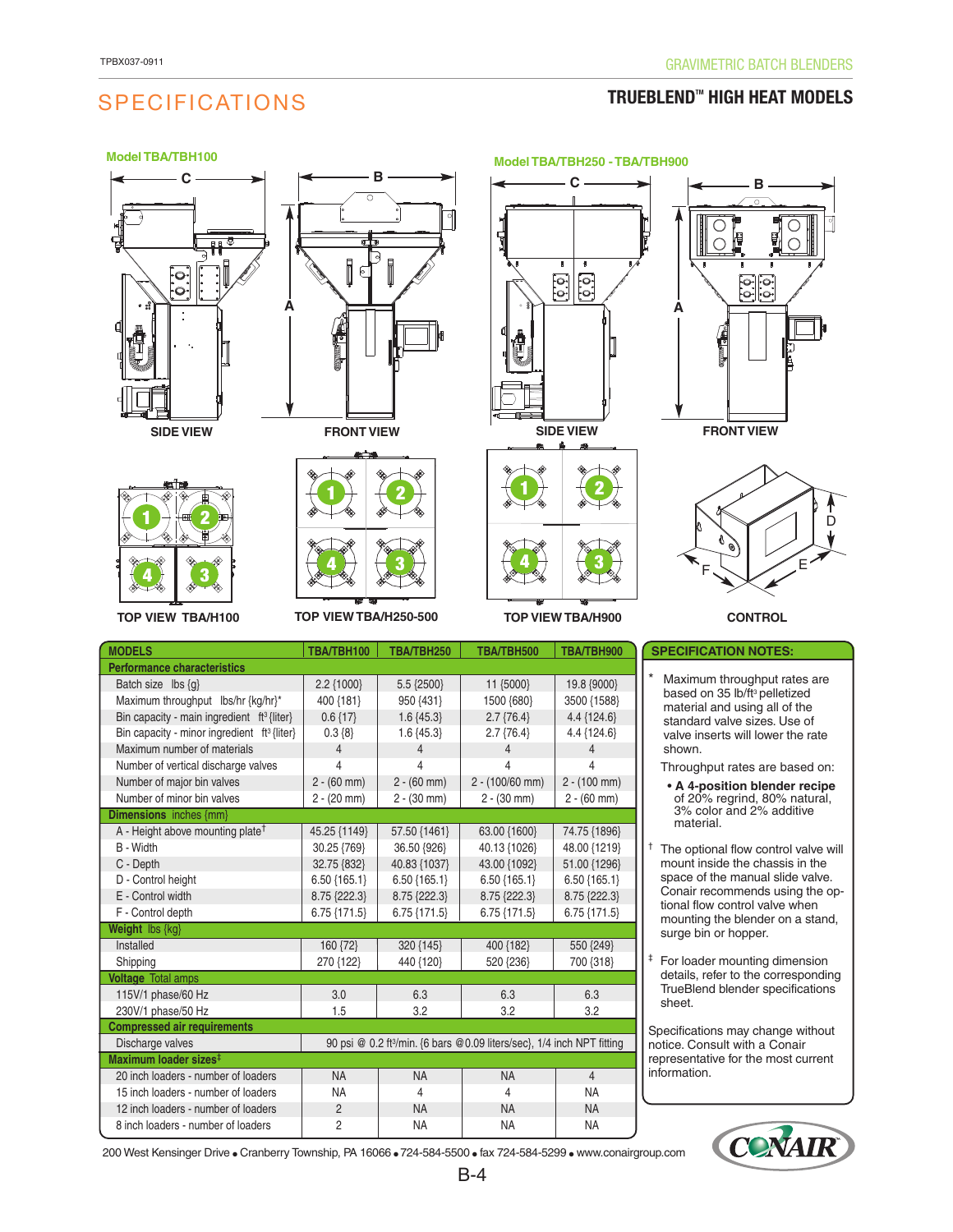# SPECIFICATIONS

## TRUEBLEND™ HIGH HEAT MODELS

Model TBA/TBH100

SIDE VIEW

FRONT VIEW

Model TBA/TBH250 - TBA/TBH900

SIDE VIEW

FRONT VIEW

TOP VIEW TBA/H100

TOP VIEW TBA/H250-500

TOP VIEW TBA/H900

CONTROL

| MODELS | TBA/TBH100 | TBA/TBH250 | TBA/TBH500 | TBA/TBH900 |
|---|---|---|---|---|
| **Performance characteristics** | | | | |
| Batch size lbs {g} | 2.2 {1000} | 5.5 {2500} | 11 {5000} | 19.8 {9000} |
| Maximum throughput lbs/hr {kg/hr}* | 400 {181} | 950 {431} | 1500 {680} | 3500 {1588} |
| Bin capacity - main ingredient ft³ {liter} | 0.6 {17} | 1.6 {45.3} | 2.7 {76.4} | 4.4 {124.6} |
| Bin capacity - minor ingredient ft³ {liter} | 0.3 {8} | 1.6 {45.3} | 2.7 {76.4} | 4.4 {124.6} |
| Maximum number of materials | 4 | 4 | 4 | 4 |
| Number of vertical discharge valves | 4 | 4 | 4 | 4 |
| Number of major bin valves | 2 - (60 mm) | 2 - (60 mm) | 2 - (100/60 mm) | 2 - (100 mm) |
| Number of minor bin valves | 2 - (20 mm) | 2 - (30 mm) | 2 - (30 mm) | 2 - (60 mm) |
| **Dimensions** inches {mm} | | | | |
| A - Height above mounting plate† | 45.25 {1149} | 57.50 {1461} | 63.00 {1600} | 74.75 {1896} |
| B - Width | 30.25 {769} | 36.50 {926} | 40.13 {1026} | 48.00 {1219} |
| C - Depth | 32.75 {832} | 40.83 {1037} | 43.00 {1092} | 51.00 {1296} |
| D - Control height | 6.50 {165.1} | 6.50 {165.1} | 6.50 {165.1} | 6.50 {165.1} |
| E - Control width | 8.75 {222.3} | 8.75 {222.3} | 8.75 {222.3} | 8.75 {222.3} |
| F - Control depth | 6.75 {171.5} | 6.75 {171.5} | 6.75 {171.5} | 6.75 {171.5} |
| **Weight** lbs {kg} | | | | |
| Installed | 160 {72} | 320 {145} | 400 {182} | 550 {249} |
| Shipping | 270 {122} | 440 {120} | 520 {236} | 700 {318} |
| **Voltage** Total amps | | | | |
| 115V/1 phase/60 Hz | 3.0 | 6.3 | 6.3 | 6.3 |
| 230V/1 phase/50 Hz | 1.5 | 3.2 | 3.2 | 3.2 |
| **Compressed air requirements** | | | | |
| Discharge valves | 90 psi @ 0.2 ft³/min. {6 bars @0.09 liters/sec}, 1/4 inch NPT fitting | | | |
| **Maximum loader sizes‡** | | | | |
| 20 inch loaders - number of loaders | NA | NA | NA | 4 |
| 15 inch loaders - number of loaders | NA | 4 | 4 | NA |
| 12 inch loaders - number of loaders | 2 | NA | NA | NA |
| 8 inch loaders - number of loaders | 2 | NA | NA | NA |

### SPECIFICATION NOTES:

\* Maximum throughput rates are based on 35 lb/ft³ pelletized material and using all of the standard valve sizes. Use of valve inserts will lower the rate shown.

Throughput rates are based on:

- **A 4-position blender recipe** of 20% regrind, 80% natural, 3% color and 2% additive material.

† The optional flow control valve will mount inside the chassis in the space of the manual slide valve. Conair recommends using the optional flow control valve when mounting the blender on a stand, surge bin or hopper.

‡ For loader mounting dimension details, refer to the corresponding TrueBlend blender specifications sheet.

Specifications may change without notice. Consult with a Conair representative for the most current information.

200 West Kensinger Drive • Cranberry Township, PA 16066 • 724-584-5500 • fax 724-584-5299 • www.conairgroup.com